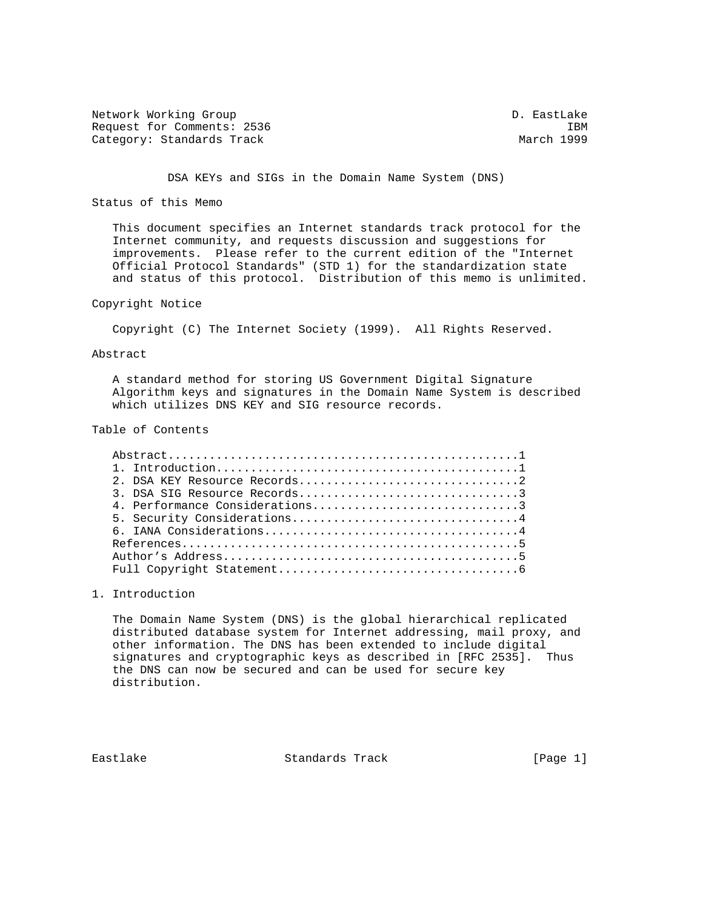Network Working Group D. EastLake
Request for Comments: 2536 IBM
Category: Standards Track March 1999

# DSA KEYs and SIGs in the Domain Name System (DNS)

## Status of this Memo

This document specifies an Internet standards track protocol for the Internet community, and requests discussion and suggestions for improvements. Please refer to the current edition of the "Internet Official Protocol Standards" (STD 1) for the standardization state and status of this protocol. Distribution of this memo is unlimited.

## Copyright Notice

Copyright (C) The Internet Society (1999). All Rights Reserved.

## Abstract

A standard method for storing US Government Digital Signature Algorithm keys and signatures in the Domain Name System is described which utilizes DNS KEY and SIG resource records.

## Table of Contents

```
Abstract...................................................1
1. Introduction............................................1
2. DSA KEY Resource Records................................2
3. DSA SIG Resource Records................................3
4. Performance Considerations..............................3
5. Security Considerations.................................4
6. IANA Considerations.....................................4
References.................................................5
Author's Address...........................................5
Full Copyright Statement...................................6
```

## 1. Introduction

The Domain Name System (DNS) is the global hierarchical replicated distributed database system for Internet addressing, mail proxy, and other information. The DNS has been extended to include digital signatures and cryptographic keys as described in [RFC 2535]. Thus the DNS can now be secured and can be used for secure key distribution.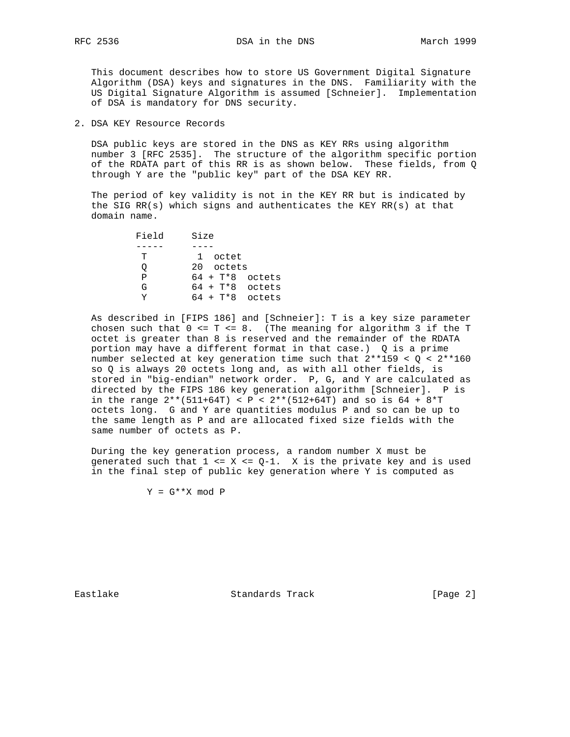This document describes how to store US Government Digital Signature Algorithm (DSA) keys and signatures in the DNS. Familiarity with the US Digital Signature Algorithm is assumed [Schneier]. Implementation of DSA is mandatory for DNS security.

## 2. DSA KEY Resource Records

DSA public keys are stored in the DNS as KEY RRs using algorithm number 3 [RFC 2535]. The structure of the algorithm specific portion of the RDATA part of this RR is as shown below. These fields, from Q through Y are the "public key" part of the DSA KEY RR.

The period of key validity is not in the KEY RR but is indicated by the SIG RR(s) which signs and authenticates the KEY RR(s) at that domain name.

| Field | Size |
|---|---|
| T | 1 octet |
| Q | 20 octets |
| P | 64 + T*8 octets |
| G | 64 + T*8 octets |
| Y | 64 + T*8 octets |

As described in [FIPS 186] and [Schneier]: T is a key size parameter chosen such that $0 \le T \le 8$. (The meaning for algorithm 3 if the T octet is greater than 8 is reserved and the remainder of the RDATA portion may have a different format in that case.) Q is a prime number selected at key generation time such that $2^{159} < Q < 2^{160}$ so Q is always 20 octets long and, as with all other fields, is stored in "big-endian" network order. P, G, and Y are calculated as directed by the FIPS 186 key generation algorithm [Schneier]. P is in the range $2^{(511+64T)} < P < 2^{(512+64T)}$ and so is $64 + 8 \cdot T$ octets long. G and Y are quantities modulus P and so can be up to the same length as P and are allocated fixed size fields with the same number of octets as P.

During the key generation process, a random number X must be generated such that $1 \le X \le Q-1$. X is the private key and is used in the final step of public key generation where Y is computed as

$$Y = G^X \bmod P$$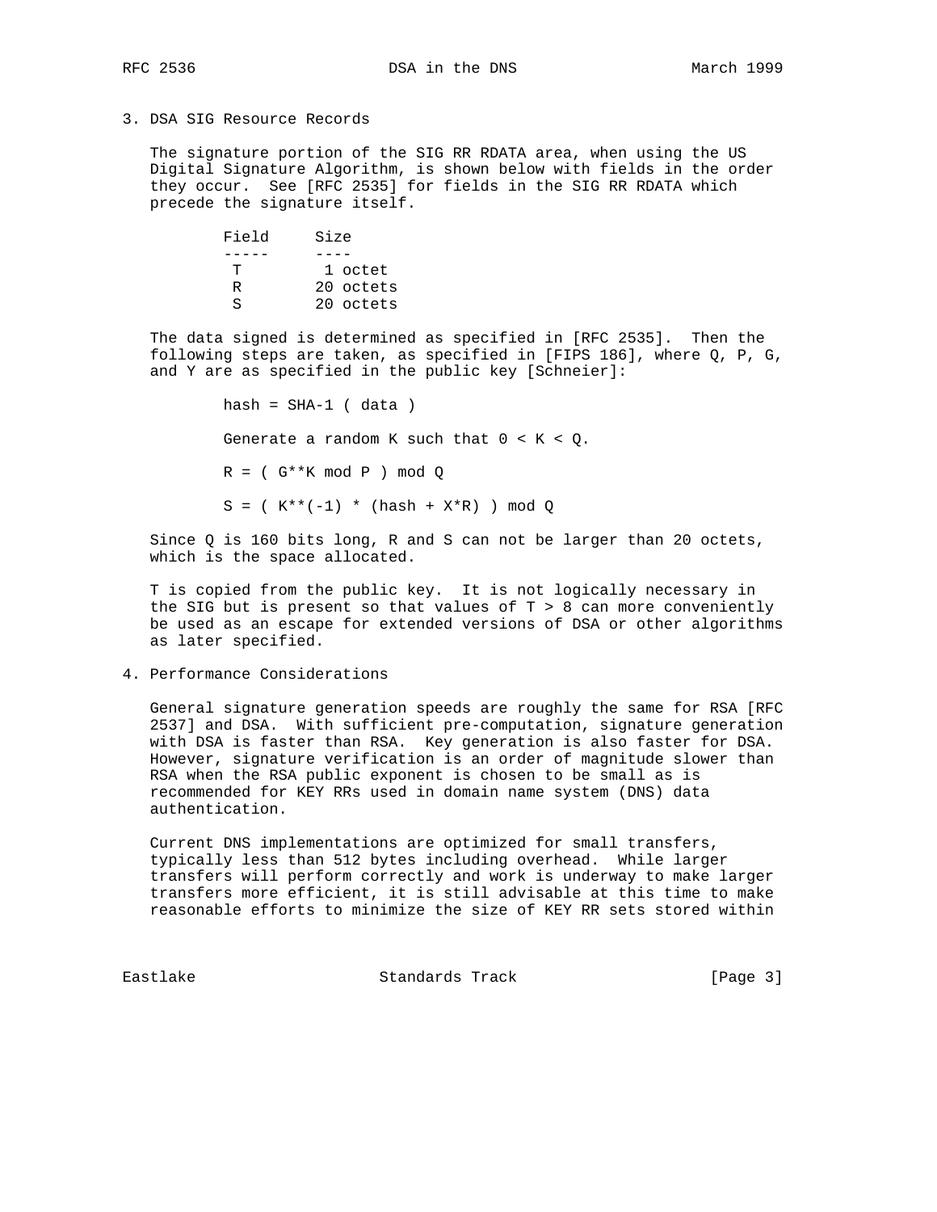## 3. DSA SIG Resource Records

The signature portion of the SIG RR RDATA area, when using the US Digital Signature Algorithm, is shown below with fields in the order they occur. See [RFC 2535] for fields in the SIG RR RDATA which precede the signature itself.

| Field | Size |
|---|---|
| T | 1 octet |
| R | 20 octets |
| S | 20 octets |

The data signed is determined as specified in [RFC 2535]. Then the following steps are taken, as specified in [FIPS 186], where Q, P, G, and Y are as specified in the public key [Schneier]:

```
hash = SHA-1 ( data )

Generate a random K such that 0 < K < Q.

R = ( G**K mod P ) mod Q

S = ( K**(-1) * (hash + X*R) ) mod Q
```

Since Q is 160 bits long, R and S can not be larger than 20 octets, which is the space allocated.

T is copied from the public key. It is not logically necessary in the SIG but is present so that values of T > 8 can more conveniently be used as an escape for extended versions of DSA or other algorithms as later specified.

## 4. Performance Considerations

General signature generation speeds are roughly the same for RSA [RFC 2537] and DSA. With sufficient pre-computation, signature generation with DSA is faster than RSA. Key generation is also faster for DSA. However, signature verification is an order of magnitude slower than RSA when the RSA public exponent is chosen to be small as is recommended for KEY RRs used in domain name system (DNS) data authentication.

Current DNS implementations are optimized for small transfers, typically less than 512 bytes including overhead. While larger transfers will perform correctly and work is underway to make larger transfers more efficient, it is still advisable at this time to make reasonable efforts to minimize the size of KEY RR sets stored within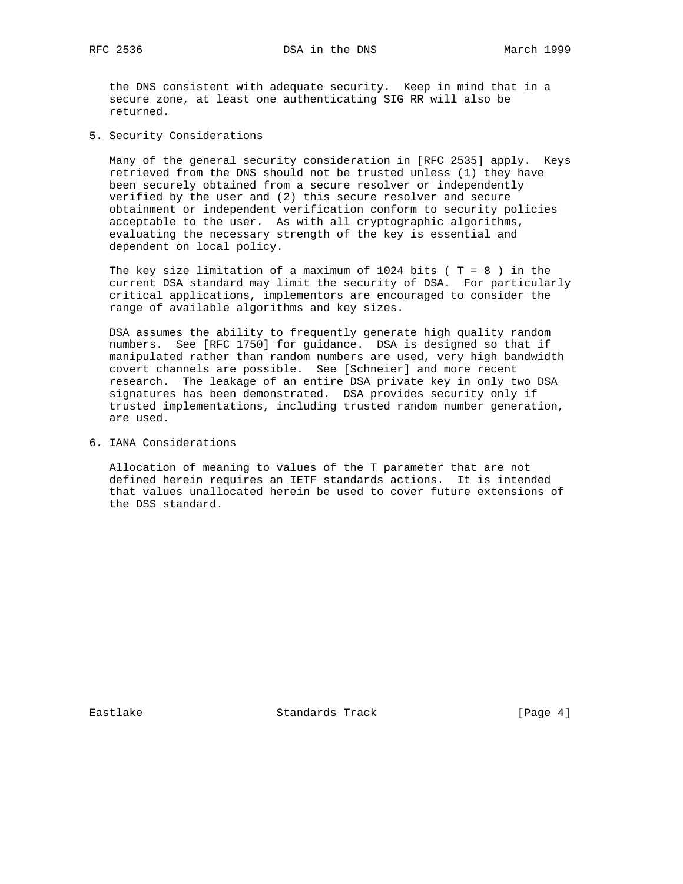the DNS consistent with adequate security. Keep in mind that in a secure zone, at least one authenticating SIG RR will also be returned.

## 5. Security Considerations

Many of the general security consideration in [RFC 2535] apply. Keys retrieved from the DNS should not be trusted unless (1) they have been securely obtained from a secure resolver or independently verified by the user and (2) this secure resolver and secure obtainment or independent verification conform to security policies acceptable to the user. As with all cryptographic algorithms, evaluating the necessary strength of the key is essential and dependent on local policy.

The key size limitation of a maximum of 1024 bits ( T = 8 ) in the current DSA standard may limit the security of DSA. For particularly critical applications, implementors are encouraged to consider the range of available algorithms and key sizes.

DSA assumes the ability to frequently generate high quality random numbers. See [RFC 1750] for guidance. DSA is designed so that if manipulated rather than random numbers are used, very high bandwidth covert channels are possible. See [Schneier] and more recent research. The leakage of an entire DSA private key in only two DSA signatures has been demonstrated. DSA provides security only if trusted implementations, including trusted random number generation, are used.

## 6. IANA Considerations

Allocation of meaning to values of the T parameter that are not defined herein requires an IETF standards actions. It is intended that values unallocated herein be used to cover future extensions of the DSS standard.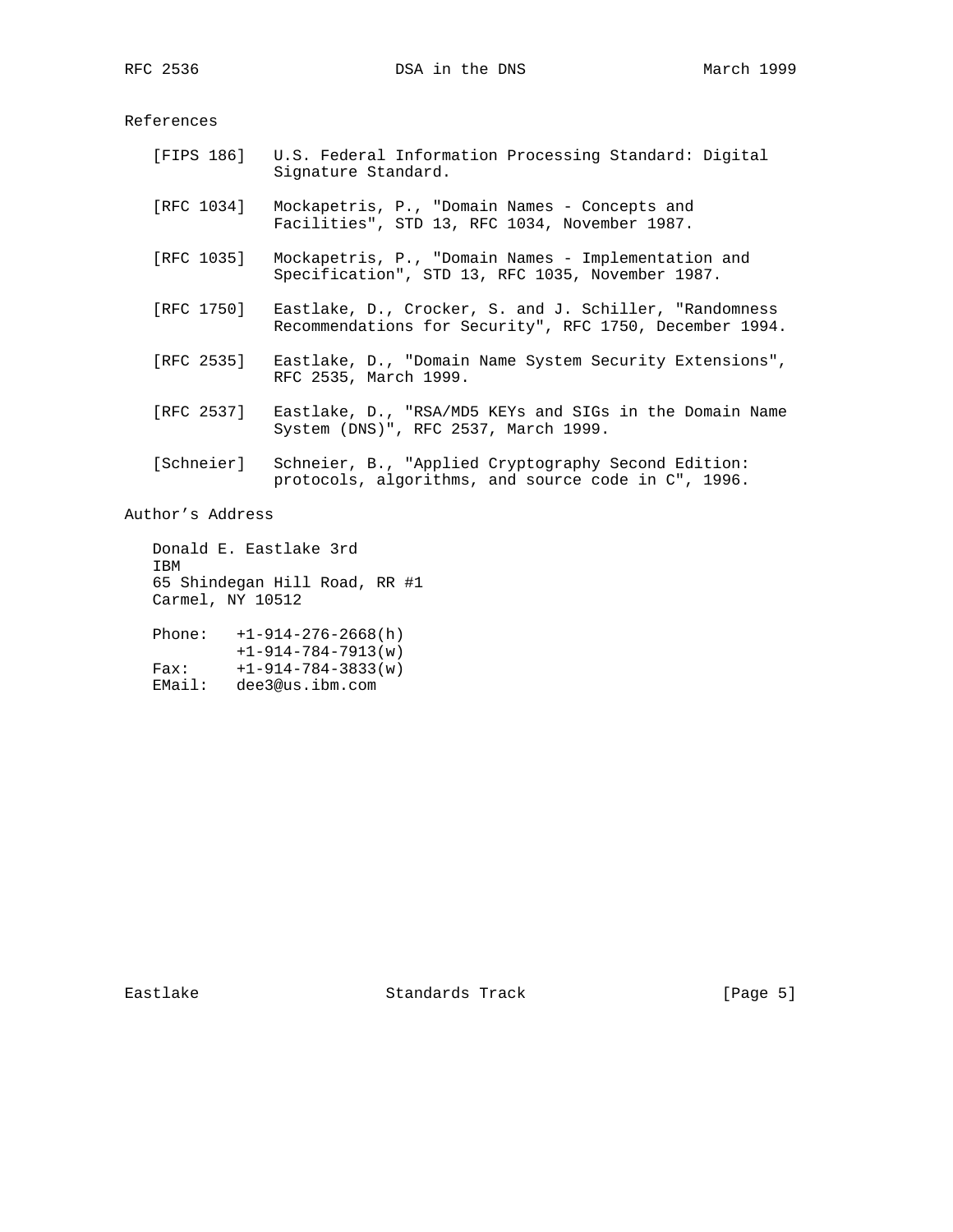## References

- [FIPS 186] U.S. Federal Information Processing Standard: Digital Signature Standard.

- [RFC 1034] Mockapetris, P., "Domain Names - Concepts and Facilities", STD 13, RFC 1034, November 1987.

- [RFC 1035] Mockapetris, P., "Domain Names - Implementation and Specification", STD 13, RFC 1035, November 1987.

- [RFC 1750] Eastlake, D., Crocker, S. and J. Schiller, "Randomness Recommendations for Security", RFC 1750, December 1994.

- [RFC 2535] Eastlake, D., "Domain Name System Security Extensions", RFC 2535, March 1999.

- [RFC 2537] Eastlake, D., "RSA/MD5 KEYs and SIGs in the Domain Name System (DNS)", RFC 2537, March 1999.

- [Schneier] Schneier, B., "Applied Cryptography Second Edition: protocols, algorithms, and source code in C", 1996.

## Author's Address

Donald E. Eastlake 3rd
IBM
65 Shindegan Hill Road, RR #1
Carmel, NY 10512

Phone: +1-914-276-2668(h)
+1-914-784-7913(w)
Fax: +1-914-784-3833(w)
EMail: dee3@us.ibm.com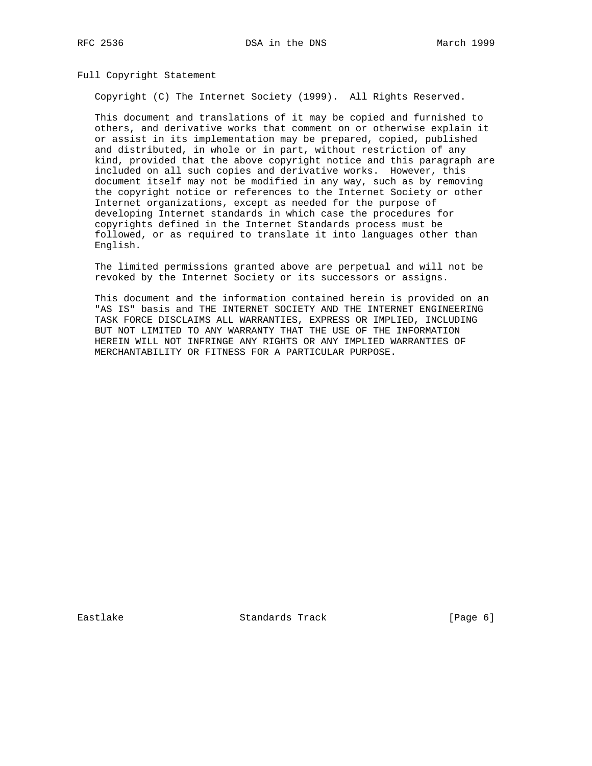## Full Copyright Statement

Copyright (C) The Internet Society (1999). All Rights Reserved.

This document and translations of it may be copied and furnished to others, and derivative works that comment on or otherwise explain it or assist in its implementation may be prepared, copied, published and distributed, in whole or in part, without restriction of any kind, provided that the above copyright notice and this paragraph are included on all such copies and derivative works. However, this document itself may not be modified in any way, such as by removing the copyright notice or references to the Internet Society or other Internet organizations, except as needed for the purpose of developing Internet standards in which case the procedures for copyrights defined in the Internet Standards process must be followed, or as required to translate it into languages other than English.

The limited permissions granted above are perpetual and will not be revoked by the Internet Society or its successors or assigns.

This document and the information contained herein is provided on an "AS IS" basis and THE INTERNET SOCIETY AND THE INTERNET ENGINEERING TASK FORCE DISCLAIMS ALL WARRANTIES, EXPRESS OR IMPLIED, INCLUDING BUT NOT LIMITED TO ANY WARRANTY THAT THE USE OF THE INFORMATION HEREIN WILL NOT INFRINGE ANY RIGHTS OR ANY IMPLIED WARRANTIES OF MERCHANTABILITY OR FITNESS FOR A PARTICULAR PURPOSE.